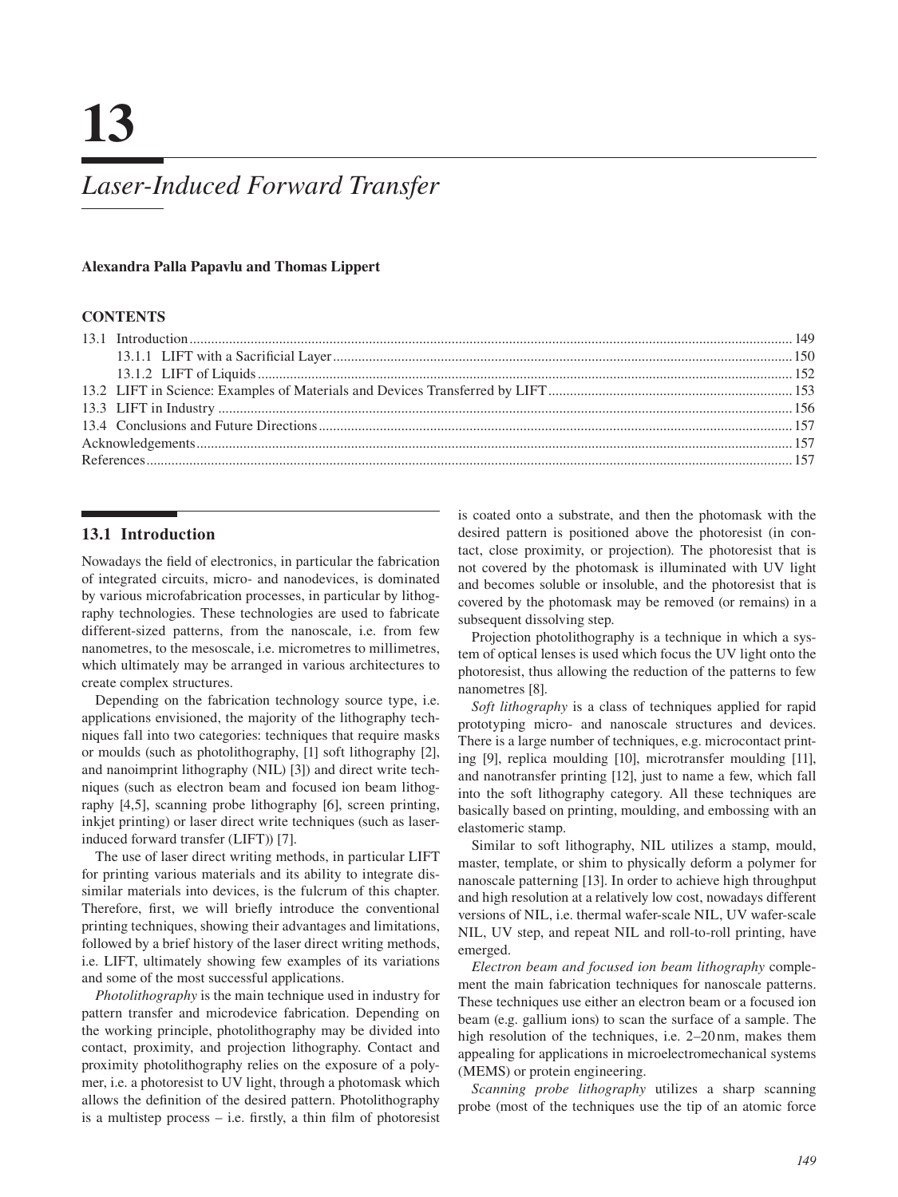# 13

# *Laser-Induced Forward Transfer*

**Alexandra Palla Papavlu and Thomas Lippert**

**CONTENTS**

13.1 Introduction ... 149
 13.1.1 LIFT with a Sacrificial Layer ... 150
 13.1.2 LIFT of Liquids ... 152
13.2 LIFT in Science: Examples of Materials and Devices Transferred by LIFT ... 153
13.3 LIFT in Industry ... 156
13.4 Conclusions and Future Directions ... 157
Acknowledgements ... 157
References ... 157

## 13.1 Introduction

Nowadays the field of electronics, in particular the fabrication of integrated circuits, micro- and nanodevices, is dominated by various microfabrication processes, in particular by lithography technologies. These technologies are used to fabricate different-sized patterns, from the nanoscale, i.e. from few nanometres, to the mesoscale, i.e. micrometres to millimetres, which ultimately may be arranged in various architectures to create complex structures.

Depending on the fabrication technology source type, i.e. applications envisioned, the majority of the lithography techniques fall into two categories: techniques that require masks or moulds (such as photolithography, [1] soft lithography [2], and nanoimprint lithography (NIL) [3]) and direct write techniques (such as electron beam and focused ion beam lithography [4,5], scanning probe lithography [6], screen printing, inkjet printing) or laser direct write techniques (such as laser-induced forward transfer (LIFT)) [7].

The use of laser direct writing methods, in particular LIFT for printing various materials and its ability to integrate dissimilar materials into devices, is the fulcrum of this chapter. Therefore, first, we will briefly introduce the conventional printing techniques, showing their advantages and limitations, followed by a brief history of the laser direct writing methods, i.e. LIFT, ultimately showing few examples of its variations and some of the most successful applications.

*Photolithography* is the main technique used in industry for pattern transfer and microdevice fabrication. Depending on the working principle, photolithography may be divided into contact, proximity, and projection lithography. Contact and proximity photolithography relies on the exposure of a polymer, i.e. a photoresist to UV light, through a photomask which allows the definition of the desired pattern. Photolithography is a multistep process – i.e. firstly, a thin film of photoresist is coated onto a substrate, and then the photomask with the desired pattern is positioned above the photoresist (in contact, close proximity, or projection). The photoresist that is not covered by the photomask is illuminated with UV light and becomes soluble or insoluble, and the photoresist that is covered by the photomask may be removed (or remains) in a subsequent dissolving step.

Projection photolithography is a technique in which a system of optical lenses is used which focus the UV light onto the photoresist, thus allowing the reduction of the patterns to few nanometres [8].

*Soft lithography* is a class of techniques applied for rapid prototyping micro- and nanoscale structures and devices. There is a large number of techniques, e.g. microcontact printing [9], replica moulding [10], microtransfer moulding [11], and nanotransfer printing [12], just to name a few, which fall into the soft lithography category. All these techniques are basically based on printing, moulding, and embossing with an elastomeric stamp.

Similar to soft lithography, NIL utilizes a stamp, mould, master, template, or shim to physically deform a polymer for nanoscale patterning [13]. In order to achieve high throughput and high resolution at a relatively low cost, nowadays different versions of NIL, i.e. thermal wafer-scale NIL, UV wafer-scale NIL, UV step, and repeat NIL and roll-to-roll printing, have emerged.

*Electron beam and focused ion beam lithography* complement the main fabrication techniques for nanoscale patterns. These techniques use either an electron beam or a focused ion beam (e.g. gallium ions) to scan the surface of a sample. The high resolution of the techniques, i.e. 2–20 nm, makes them appealing for applications in microelectromechanical systems (MEMS) or protein engineering.

*Scanning probe lithography* utilizes a sharp scanning probe (most of the techniques use the tip of an atomic force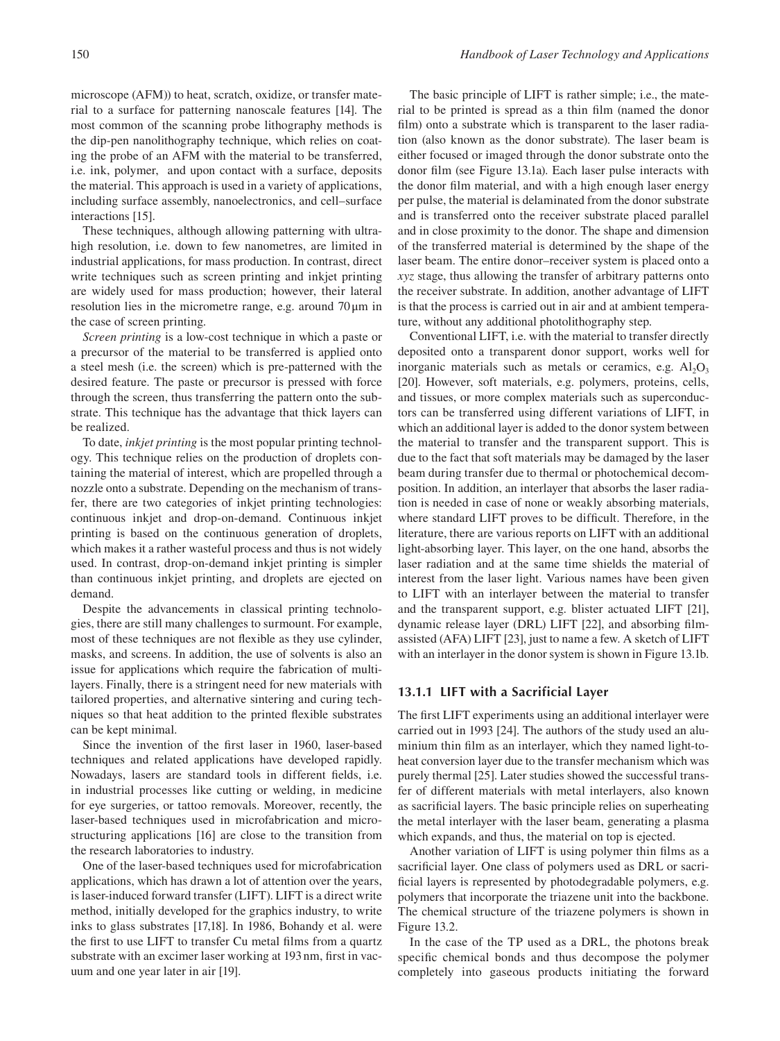microscope (AFM)) to heat, scratch, oxidize, or transfer material to a surface for patterning nanoscale features [14]. The most common of the scanning probe lithography methods is the dip-pen nanolithography technique, which relies on coating the probe of an AFM with the material to be transferred, i.e. ink, polymer, and upon contact with a surface, deposits the material. This approach is used in a variety of applications, including surface assembly, nanoelectronics, and cell–surface interactions [15].

These techniques, although allowing patterning with ultrahigh resolution, i.e. down to few nanometres, are limited in industrial applications, for mass production. In contrast, direct write techniques such as screen printing and inkjet printing are widely used for mass production; however, their lateral resolution lies in the micrometre range, e.g. around 70 μm in the case of screen printing.

*Screen printing* is a low-cost technique in which a paste or a precursor of the material to be transferred is applied onto a steel mesh (i.e. the screen) which is pre-patterned with the desired feature. The paste or precursor is pressed with force through the screen, thus transferring the pattern onto the substrate. This technique has the advantage that thick layers can be realized.

To date, *inkjet printing* is the most popular printing technology. This technique relies on the production of droplets containing the material of interest, which are propelled through a nozzle onto a substrate. Depending on the mechanism of transfer, there are two categories of inkjet printing technologies: continuous inkjet and drop-on-demand. Continuous inkjet printing is based on the continuous generation of droplets, which makes it a rather wasteful process and thus is not widely used. In contrast, drop-on-demand inkjet printing is simpler than continuous inkjet printing, and droplets are ejected on demand.

Despite the advancements in classical printing technologies, there are still many challenges to surmount. For example, most of these techniques are not flexible as they use cylinder, masks, and screens. In addition, the use of solvents is also an issue for applications which require the fabrication of multilayers. Finally, there is a stringent need for new materials with tailored properties, and alternative sintering and curing techniques so that heat addition to the printed flexible substrates can be kept minimal.

Since the invention of the first laser in 1960, laser-based techniques and related applications have developed rapidly. Nowadays, lasers are standard tools in different fields, i.e. in industrial processes like cutting or welding, in medicine for eye surgeries, or tattoo removals. Moreover, recently, the laser-based techniques used in microfabrication and microstructuring applications [16] are close to the transition from the research laboratories to industry.

One of the laser-based techniques used for microfabrication applications, which has drawn a lot of attention over the years, is laser-induced forward transfer (LIFT). LIFT is a direct write method, initially developed for the graphics industry, to write inks to glass substrates [17,18]. In 1986, Bohandy et al. were the first to use LIFT to transfer Cu metal films from a quartz substrate with an excimer laser working at 193 nm, first in vacuum and one year later in air [19].

The basic principle of LIFT is rather simple; i.e., the material to be printed is spread as a thin film (named the donor film) onto a substrate which is transparent to the laser radiation (also known as the donor substrate). The laser beam is either focused or imaged through the donor substrate onto the donor film (see Figure 13.1a). Each laser pulse interacts with the donor film material, and with a high enough laser energy per pulse, the material is delaminated from the donor substrate and is transferred onto the receiver substrate placed parallel and in close proximity to the donor. The shape and dimension of the transferred material is determined by the shape of the laser beam. The entire donor–receiver system is placed onto a *xyz* stage, thus allowing the transfer of arbitrary patterns onto the receiver substrate. In addition, another advantage of LIFT is that the process is carried out in air and at ambient temperature, without any additional photolithography step.

Conventional LIFT, i.e. with the material to transfer directly deposited onto a transparent donor support, works well for inorganic materials such as metals or ceramics, e.g. $Al_2O_3$ [20]. However, soft materials, e.g. polymers, proteins, cells, and tissues, or more complex materials such as superconductors can be transferred using different variations of LIFT, in which an additional layer is added to the donor system between the material to transfer and the transparent support. This is due to the fact that soft materials may be damaged by the laser beam during transfer due to thermal or photochemical decomposition. In addition, an interlayer that absorbs the laser radiation is needed in case of none or weakly absorbing materials, where standard LIFT proves to be difficult. Therefore, in the literature, there are various reports on LIFT with an additional light-absorbing layer. This layer, on the one hand, absorbs the laser radiation and at the same time shields the material of interest from the laser light. Various names have been given to LIFT with an interlayer between the material to transfer and the transparent support, e.g. blister actuated LIFT [21], dynamic release layer (DRL) LIFT [22], and absorbing film-assisted (AFA) LIFT [23], just to name a few. A sketch of LIFT with an interlayer in the donor system is shown in Figure 13.1b.

### 13.1.1 LIFT with a Sacrificial Layer

The first LIFT experiments using an additional interlayer were carried out in 1993 [24]. The authors of the study used an aluminium thin film as an interlayer, which they named light-to-heat conversion layer due to the transfer mechanism which was purely thermal [25]. Later studies showed the successful transfer of different materials with metal interlayers, also known as sacrificial layers. The basic principle relies on superheating the metal interlayer with the laser beam, generating a plasma which expands, and thus, the material on top is ejected.

Another variation of LIFT is using polymer thin films as a sacrificial layer. One class of polymers used as DRL or sacrificial layers is represented by photodegradable polymers, e.g. polymers that incorporate the triazene unit into the backbone. The chemical structure of the triazene polymers is shown in Figure 13.2.

In the case of the TP used as a DRL, the photons break specific chemical bonds and thus decompose the polymer completely into gaseous products initiating the forward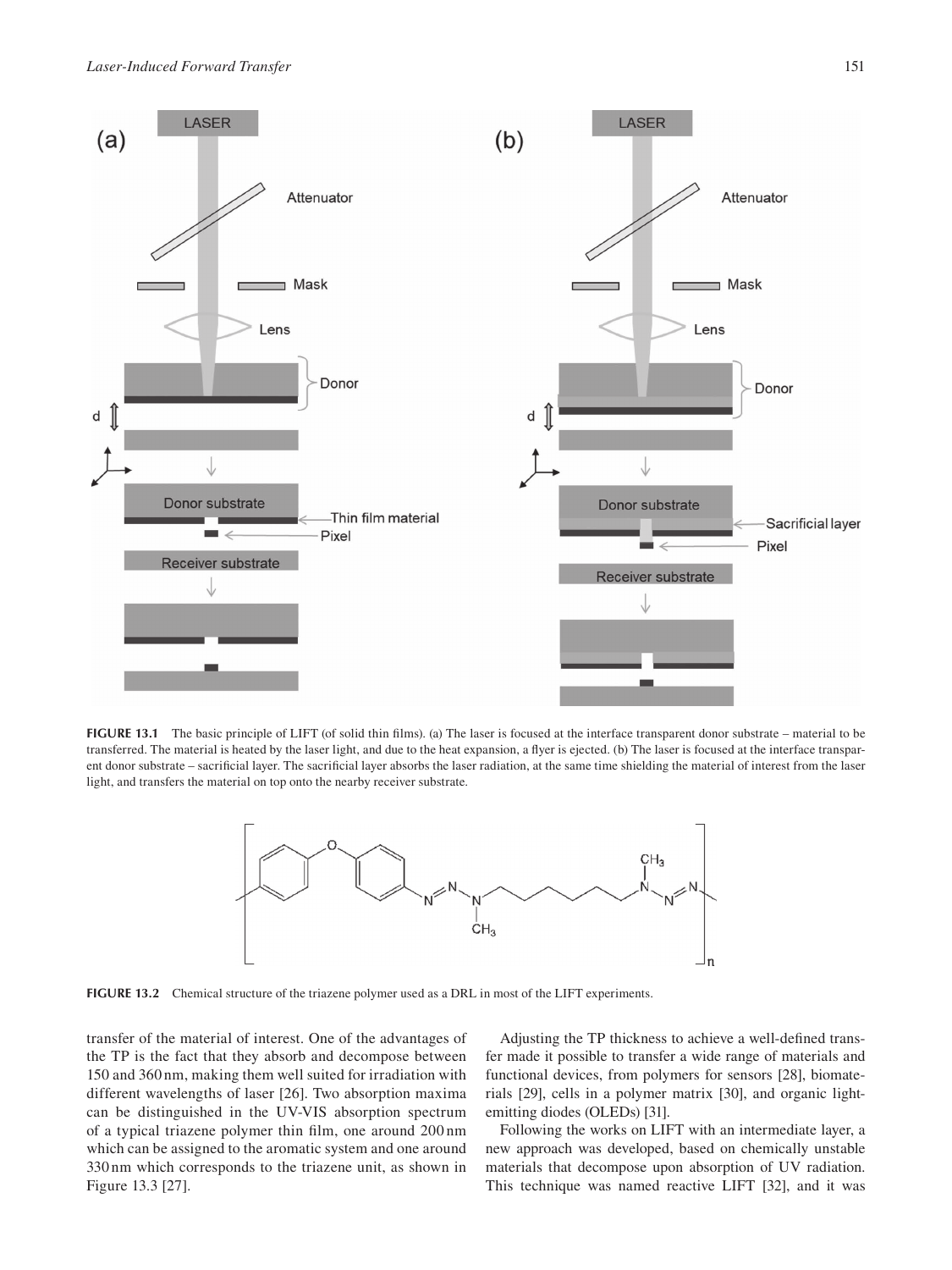**FIGURE 13.1** The basic principle of LIFT (of solid thin films). (a) The laser is focused at the interface transparent donor substrate – material to be transferred. The material is heated by the laser light, and due to the heat expansion, a flyer is ejected. (b) The laser is focused at the interface transparent donor substrate – sacrificial layer. The sacrificial layer absorbs the laser radiation, at the same time shielding the material of interest from the laser light, and transfers the material on top onto the nearby receiver substrate.

**FIGURE 13.2** Chemical structure of the triazene polymer used as a DRL in most of the LIFT experiments.

transfer of the material of interest. One of the advantages of the TP is the fact that they absorb and decompose between 150 and 360 nm, making them well suited for irradiation with different wavelengths of laser [26]. Two absorption maxima can be distinguished in the UV-VIS absorption spectrum of a typical triazene polymer thin film, one around 200 nm which can be assigned to the aromatic system and one around 330 nm which corresponds to the triazene unit, as shown in Figure 13.3 [27].

Adjusting the TP thickness to achieve a well-defined transfer made it possible to transfer a wide range of materials and functional devices, from polymers for sensors [28], biomaterials [29], cells in a polymer matrix [30], and organic light-emitting diodes (OLEDs) [31].

Following the works on LIFT with an intermediate layer, a new approach was developed, based on chemically unstable materials that decompose upon absorption of UV radiation. This technique was named reactive LIFT [32], and it was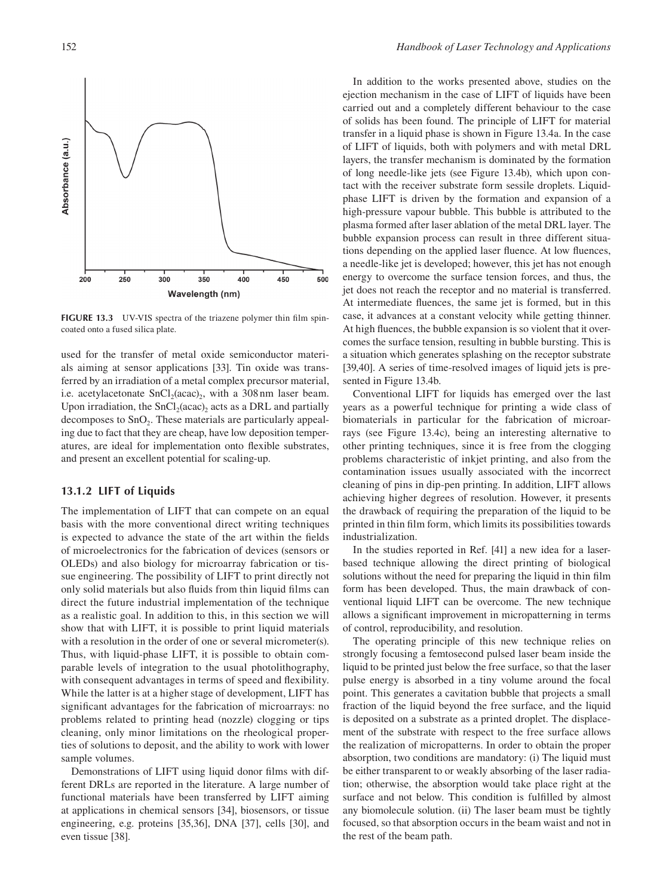FIGURE 13.3 UV-VIS spectra of the triazene polymer thin film spin-coated onto a fused silica plate.

used for the transfer of metal oxide semiconductor materials aiming at sensor applications [33]. Tin oxide was transferred by an irradiation of a metal complex precursor material, i.e. acetylacetonate $SnCl_2(acac)_2$, with a 308 nm laser beam. Upon irradiation, the $SnCl_2(acac)_2$ acts as a DRL and partially decomposes to $SnO_2$. These materials are particularly appealing due to fact that they are cheap, have low deposition temperatures, are ideal for implementation onto flexible substrates, and present an excellent potential for scaling-up.

### 13.1.2 LIFT of Liquids

The implementation of LIFT that can compete on an equal basis with the more conventional direct writing techniques is expected to advance the state of the art within the fields of microelectronics for the fabrication of devices (sensors or OLEDs) and also biology for microarray fabrication or tissue engineering. The possibility of LIFT to print directly not only solid materials but also fluids from thin liquid films can direct the future industrial implementation of the technique as a realistic goal. In addition to this, in this section we will show that with LIFT, it is possible to print liquid materials with a resolution in the order of one or several micrometer(s). Thus, with liquid-phase LIFT, it is possible to obtain comparable levels of integration to the usual photolithography, with consequent advantages in terms of speed and flexibility. While the latter is at a higher stage of development, LIFT has significant advantages for the fabrication of microarrays: no problems related to printing head (nozzle) clogging or tips cleaning, only minor limitations on the rheological properties of solutions to deposit, and the ability to work with lower sample volumes.

Demonstrations of LIFT using liquid donor films with different DRLs are reported in the literature. A large number of functional materials have been transferred by LIFT aiming at applications in chemical sensors [34], biosensors, or tissue engineering, e.g. proteins [35,36], DNA [37], cells [30], and even tissue [38].

In addition to the works presented above, studies on the ejection mechanism in the case of LIFT of liquids have been carried out and a completely different behaviour to the case of solids has been found. The principle of LIFT for material transfer in a liquid phase is shown in Figure 13.4a. In the case of LIFT of liquids, both with polymers and with metal DRL layers, the transfer mechanism is dominated by the formation of long needle-like jets (see Figure 13.4b), which upon contact with the receiver substrate form sessile droplets. Liquid-phase LIFT is driven by the formation and expansion of a high-pressure vapour bubble. This bubble is attributed to the plasma formed after laser ablation of the metal DRL layer. The bubble expansion process can result in three different situations depending on the applied laser fluence. At low fluences, a needle-like jet is developed; however, this jet has not enough energy to overcome the surface tension forces, and thus, the jet does not reach the receptor and no material is transferred. At intermediate fluences, the same jet is formed, but in this case, it advances at a constant velocity while getting thinner. At high fluences, the bubble expansion is so violent that it overcomes the surface tension, resulting in bubble bursting. This is a situation which generates splashing on the receptor substrate [39,40]. A series of time-resolved images of liquid jets is presented in Figure 13.4b.

Conventional LIFT for liquids has emerged over the last years as a powerful technique for printing a wide class of biomaterials in particular for the fabrication of microarrays (see Figure 13.4c), being an interesting alternative to other printing techniques, since it is free from the clogging problems characteristic of inkjet printing, and also from the contamination issues usually associated with the incorrect cleaning of pins in dip-pen printing. In addition, LIFT allows achieving higher degrees of resolution. However, it presents the drawback of requiring the preparation of the liquid to be printed in thin film form, which limits its possibilities towards industrialization.

In the studies reported in Ref. [41] a new idea for a laser-based technique allowing the direct printing of biological solutions without the need for preparing the liquid in thin film form has been developed. Thus, the main drawback of conventional liquid LIFT can be overcome. The new technique allows a significant improvement in micropatterning in terms of control, reproducibility, and resolution.

The operating principle of this new technique relies on strongly focusing a femtosecond pulsed laser beam inside the liquid to be printed just below the free surface, so that the laser pulse energy is absorbed in a tiny volume around the focal point. This generates a cavitation bubble that projects a small fraction of the liquid beyond the free surface, and the liquid is deposited on a substrate as a printed droplet. The displacement of the substrate with respect to the free surface allows the realization of micropatterns. In order to obtain the proper absorption, two conditions are mandatory: (i) The liquid must be either transparent to or weakly absorbing of the laser radiation; otherwise, the absorption would take place right at the surface and not below. This condition is fulfilled by almost any biomolecule solution. (ii) The laser beam must be tightly focused, so that absorption occurs in the beam waist and not in the rest of the beam path.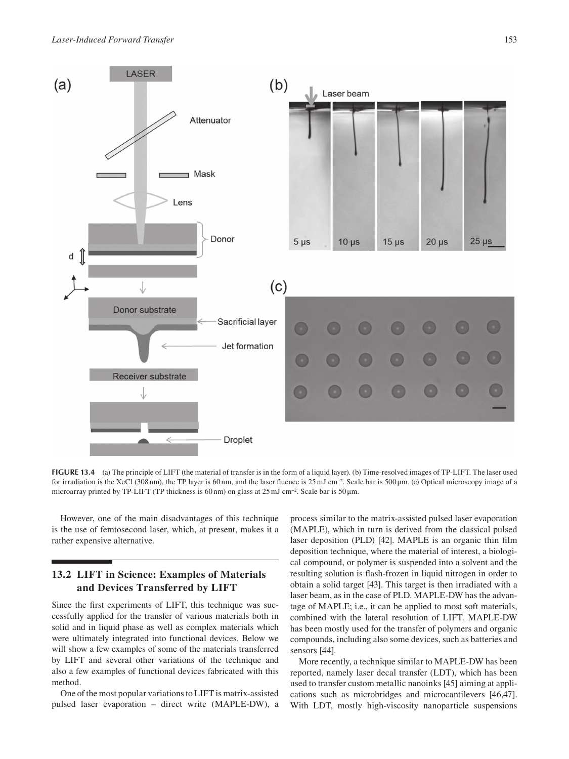**FIGURE 13.4** (a) The principle of LIFT (the material of transfer is in the form of a liquid layer). (b) Time-resolved images of TP-LIFT. The laser used for irradiation is the XeCl (308 nm), the TP layer is 60 nm, and the laser fluence is 25 mJ cm$^{-2}$. Scale bar is 500 µm. (c) Optical microscopy image of a microarray printed by TP-LIFT (TP thickness is 60 nm) on glass at 25 mJ cm$^{-2}$. Scale bar is 50 µm.

However, one of the main disadvantages of this technique is the use of femtosecond laser, which, at present, makes it a rather expensive alternative.

## 13.2 LIFT in Science: Examples of Materials and Devices Transferred by LIFT

Since the first experiments of LIFT, this technique was successfully applied for the transfer of various materials both in solid and in liquid phase as well as complex materials which were ultimately integrated into functional devices. Below we will show a few examples of some of the materials transferred by LIFT and several other variations of the technique and also a few examples of functional devices fabricated with this method.

One of the most popular variations to LIFT is matrix-assisted pulsed laser evaporation – direct write (MAPLE-DW), a process similar to the matrix-assisted pulsed laser evaporation (MAPLE), which in turn is derived from the classical pulsed laser deposition (PLD) [42]. MAPLE is an organic thin film deposition technique, where the material of interest, a biological compound, or polymer is suspended into a solvent and the resulting solution is flash-frozen in liquid nitrogen in order to obtain a solid target [43]. This target is then irradiated with a laser beam, as in the case of PLD. MAPLE-DW has the advantage of MAPLE; i.e., it can be applied to most soft materials, combined with the lateral resolution of LIFT. MAPLE-DW has been mostly used for the transfer of polymers and organic compounds, including also some devices, such as batteries and sensors [44].

More recently, a technique similar to MAPLE-DW has been reported, namely laser decal transfer (LDT), which has been used to transfer custom metallic nanoinks [45] aiming at applications such as microbridges and microcantilevers [46,47]. With LDT, mostly high-viscosity nanoparticle suspensions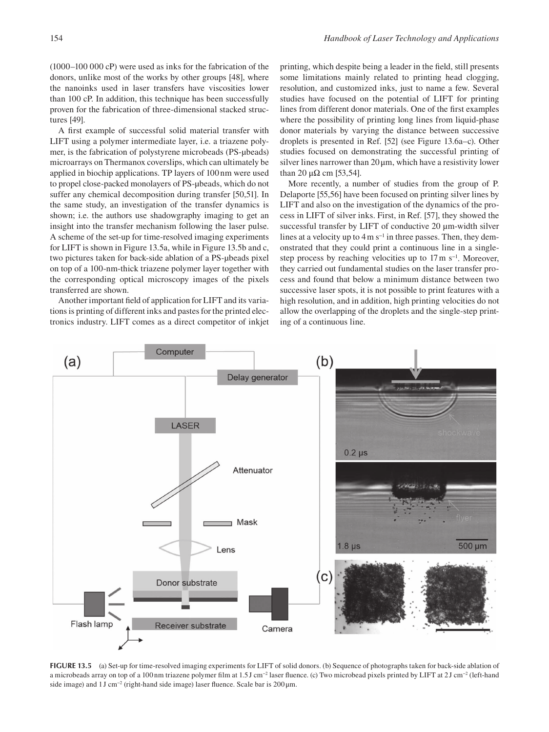(1000–100 000 cP) were used as inks for the fabrication of the donors, unlike most of the works by other groups [48], where the nanoinks used in laser transfers have viscosities lower than 100 cP. In addition, this technique has been successfully proven for the fabrication of three-dimensional stacked structures [49].

A first example of successful solid material transfer with LIFT using a polymer intermediate layer, i.e. a triazene polymer, is the fabrication of polystyrene microbeads (PS-μbeads) microarrays on Thermanox coverslips, which can ultimately be applied in biochip applications. TP layers of 100 nm were used to propel close-packed monolayers of PS-μbeads, which do not suffer any chemical decomposition during transfer [50,51]. In the same study, an investigation of the transfer dynamics is shown; i.e. the authors use shadowgraphy imaging to get an insight into the transfer mechanism following the laser pulse. A scheme of the set-up for time-resolved imaging experiments for LIFT is shown in Figure 13.5a, while in Figure 13.5b and c, two pictures taken for back-side ablation of a PS-μbeads pixel on top of a 100-nm-thick triazene polymer layer together with the corresponding optical microscopy images of the pixels transferred are shown.

Another important field of application for LIFT and its variations is printing of different inks and pastes for the printed electronics industry. LIFT comes as a direct competitor of inkjet printing, which despite being a leader in the field, still presents some limitations mainly related to printing head clogging, resolution, and customized inks, just to name a few. Several studies have focused on the potential of LIFT for printing lines from different donor materials. One of the first examples where the possibility of printing long lines from liquid-phase donor materials by varying the distance between successive droplets is presented in Ref. [52] (see Figure 13.6a–c). Other studies focused on demonstrating the successful printing of silver lines narrower than 20 μm, which have a resistivity lower than 20 μΩ cm [53,54].

More recently, a number of studies from the group of P. Delaporte [55,56] have been focused on printing silver lines by LIFT and also on the investigation of the dynamics of the process in LIFT of silver inks. First, in Ref. [57], they showed the successful transfer by LIFT of conductive 20 μm-width silver lines at a velocity up to 4 m s$^{-1}$ in three passes. Then, they demonstrated that they could print a continuous line in a single-step process by reaching velocities up to 17 m s$^{-1}$. Moreover, they carried out fundamental studies on the laser transfer process and found that below a minimum distance between two successive laser spots, it is not possible to print features with a high resolution, and in addition, high printing velocities do not allow the overlapping of the droplets and the single-step printing of a continuous line.

**FIGURE 13.5** (a) Set-up for time-resolved imaging experiments for LIFT of solid donors. (b) Sequence of photographs taken for back-side ablation of a microbeads array on top of a 100 nm triazene polymer film at 1.5 J cm$^{-2}$ laser fluence. (c) Two microbead pixels printed by LIFT at 2 J cm$^{-2}$ (left-hand side image) and 1 J cm$^{-2}$ (right-hand side image) laser fluence. Scale bar is 200 μm.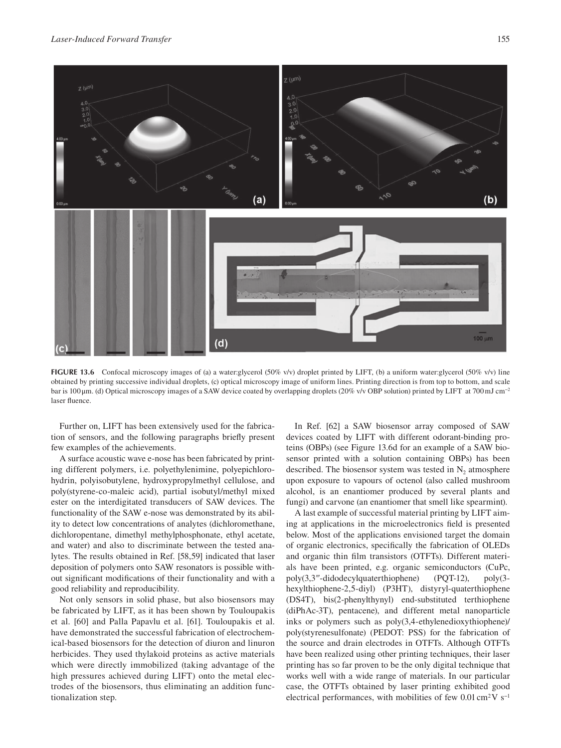FIGURE 13.6 Confocal microscopy images of (a) a water:glycerol (50% v/v) droplet printed by LIFT, (b) a uniform water:glycerol (50% v/v) line obtained by printing successive individual droplets, (c) optical microscopy image of uniform lines. Printing direction is from top to bottom, and scale bar is 100 μm. (d) Optical microscopy images of a SAW device coated by overlapping droplets (20% v/v OBP solution) printed by LIFT at 700 mJ cm$^{-2}$ laser fluence.

Further on, LIFT has been extensively used for the fabrication of sensors, and the following paragraphs briefly present few examples of the achievements.

A surface acoustic wave e-nose has been fabricated by printing different polymers, i.e. polyethylenimine, polyepichlorohydrin, polyisobutylene, hydroxypropylmethyl cellulose, and poly(styrene-co-maleic acid), partial isobutyl/methyl mixed ester on the interdigitated transducers of SAW devices. The functionality of the SAW e-nose was demonstrated by its ability to detect low concentrations of analytes (dichloromethane, dichloropentane, dimethyl methylphosphonate, ethyl acetate, and water) and also to discriminate between the tested analytes. The results obtained in Ref. [58,59] indicated that laser deposition of polymers onto SAW resonators is possible without significant modifications of their functionality and with a good reliability and reproducibility.

Not only sensors in solid phase, but also biosensors may be fabricated by LIFT, as it has been shown by Touloupakis et al. [60] and Palla Papavlu et al. [61]. Touloupakis et al. have demonstrated the successful fabrication of electrochemical-based biosensors for the detection of diuron and linuron herbicides. They used thylakoid proteins as active materials which were directly immobilized (taking advantage of the high pressures achieved during LIFT) onto the metal electrodes of the biosensors, thus eliminating an addition functionalization step.

In Ref. [62] a SAW biosensor array composed of SAW devices coated by LIFT with different odorant-binding proteins (OBPs) (see Figure 13.6d for an example of a SAW biosensor printed with a solution containing OBPs) has been described. The biosensor system was tested in $N_2$ atmosphere upon exposure to vapours of octenol (also called mushroom alcohol, is an enantiomer produced by several plants and fungi) and carvone (an enantiomer that smell like spearmint).

A last example of successful material printing by LIFT aiming at applications in the microelectronics field is presented below. Most of the applications envisioned target the domain of organic electronics, specifically the fabrication of OLEDs and organic thin film transistors (OTFTs). Different materials have been printed, e.g. organic semiconductors (CuPc, poly(3,3‴-didodecylquaterthiophene) (PQT-12), poly(3-hexylthiophene-2,5-diyl) (P3HT), distyryl-quaterthiophene (DS4T), bis(2-phenylthynyl) end-substituted terthiophene (diPhAc-3T), pentacene), and different metal nanoparticle inks or polymers such as poly(3,4-ethylenedioxythiophene)/poly(styrenesulfonate) (PEDOT: PSS) for the fabrication of the source and drain electrodes in OTFTs. Although OTFTs have been realized using other printing techniques, their laser printing has so far proven to be the only digital technique that works well with a wide range of materials. In our particular case, the OTFTs obtained by laser printing exhibited good electrical performances, with mobilities of few 0.01 cm$^2$V s$^{-1}$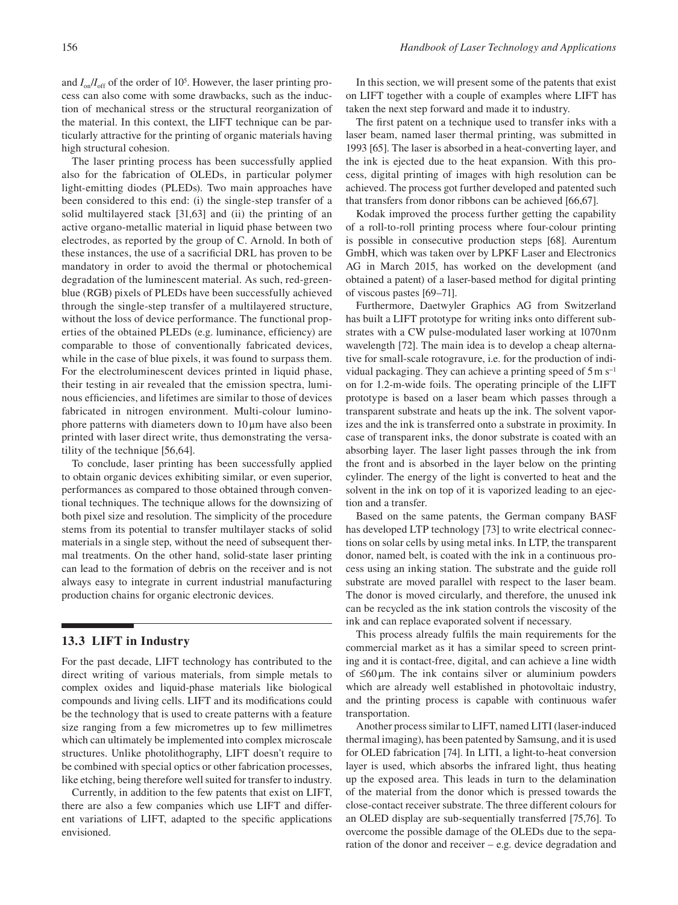and $I_{on}/I_{off}$ of the order of $10^5$. However, the laser printing process can also come with some drawbacks, such as the induction of mechanical stress or the structural reorganization of the material. In this context, the LIFT technique can be particularly attractive for the printing of organic materials having high structural cohesion.

The laser printing process has been successfully applied also for the fabrication of OLEDs, in particular polymer light-emitting diodes (PLEDs). Two main approaches have been considered to this end: (i) the single-step transfer of a solid multilayered stack [31,63] and (ii) the printing of an active organo-metallic material in liquid phase between two electrodes, as reported by the group of C. Arnold. In both of these instances, the use of a sacrificial DRL has proven to be mandatory in order to avoid the thermal or photochemical degradation of the luminescent material. As such, red-green-blue (RGB) pixels of PLEDs have been successfully achieved through the single-step transfer of a multilayered structure, without the loss of device performance. The functional properties of the obtained PLEDs (e.g. luminance, efficiency) are comparable to those of conventionally fabricated devices, while in the case of blue pixels, it was found to surpass them. For the electroluminescent devices printed in liquid phase, their testing in air revealed that the emission spectra, luminous efficiencies, and lifetimes are similar to those of devices fabricated in nitrogen environment. Multi-colour luminophore patterns with diameters down to 10 µm have also been printed with laser direct write, thus demonstrating the versatility of the technique [56,64].

To conclude, laser printing has been successfully applied to obtain organic devices exhibiting similar, or even superior, performances as compared to those obtained through conventional techniques. The technique allows for the downsizing of both pixel size and resolution. The simplicity of the procedure stems from its potential to transfer multilayer stacks of solid materials in a single step, without the need of subsequent thermal treatments. On the other hand, solid-state laser printing can lead to the formation of debris on the receiver and is not always easy to integrate in current industrial manufacturing production chains for organic electronic devices.

## 13.3 LIFT in Industry

For the past decade, LIFT technology has contributed to the direct writing of various materials, from simple metals to complex oxides and liquid-phase materials like biological compounds and living cells. LIFT and its modifications could be the technology that is used to create patterns with a feature size ranging from a few micrometres up to few millimetres which can ultimately be implemented into complex microscale structures. Unlike photolithography, LIFT doesn't require to be combined with special optics or other fabrication processes, like etching, being therefore well suited for transfer to industry.

Currently, in addition to the few patents that exist on LIFT, there are also a few companies which use LIFT and different variations of LIFT, adapted to the specific applications envisioned.

In this section, we will present some of the patents that exist on LIFT together with a couple of examples where LIFT has taken the next step forward and made it to industry.

The first patent on a technique used to transfer inks with a laser beam, named laser thermal printing, was submitted in 1993 [65]. The laser is absorbed in a heat-converting layer, and the ink is ejected due to the heat expansion. With this process, digital printing of images with high resolution can be achieved. The process got further developed and patented such that transfers from donor ribbons can be achieved [66,67].

Kodak improved the process further getting the capability of a roll-to-roll printing process where four-colour printing is possible in consecutive production steps [68]. Aurentum GmbH, which was taken over by LPKF Laser and Electronics AG in March 2015, has worked on the development (and obtained a patent) of a laser-based method for digital printing of viscous pastes [69–71].

Furthermore, Daetwyler Graphics AG from Switzerland has built a LIFT prototype for writing inks onto different substrates with a CW pulse-modulated laser working at 1070 nm wavelength [72]. The main idea is to develop a cheap alternative for small-scale rotogravure, i.e. for the production of individual packaging. They can achieve a printing speed of 5 m s$^{-1}$ on for 1.2-m-wide foils. The operating principle of the LIFT prototype is based on a laser beam which passes through a transparent substrate and heats up the ink. The solvent vaporizes and the ink is transferred onto a substrate in proximity. In case of transparent inks, the donor substrate is coated with an absorbing layer. The laser light passes through the ink from the front and is absorbed in the layer below on the printing cylinder. The energy of the light is converted to heat and the solvent in the ink on top of it is vaporized leading to an ejection and a transfer.

Based on the same patents, the German company BASF has developed LTP technology [73] to write electrical connections on solar cells by using metal inks. In LTP, the transparent donor, named belt, is coated with the ink in a continuous process using an inking station. The substrate and the guide roll substrate are moved parallel with respect to the laser beam. The donor is moved circularly, and therefore, the unused ink can be recycled as the ink station controls the viscosity of the ink and can replace evaporated solvent if necessary.

This process already fulfils the main requirements for the commercial market as it has a similar speed to screen printing and it is contact-free, digital, and can achieve a line width of ≤60 µm. The ink contains silver or aluminium powders which are already well established in photovoltaic industry, and the printing process is capable with continuous wafer transportation.

Another process similar to LIFT, named LITI (laser-induced thermal imaging), has been patented by Samsung, and it is used for OLED fabrication [74]. In LITI, a light-to-heat conversion layer is used, which absorbs the infrared light, thus heating up the exposed area. This leads in turn to the delamination of the material from the donor which is pressed towards the close-contact receiver substrate. The three different colours for an OLED display are sub-sequentially transferred [75,76]. To overcome the possible damage of the OLEDs due to the separation of the donor and receiver – e.g. device degradation and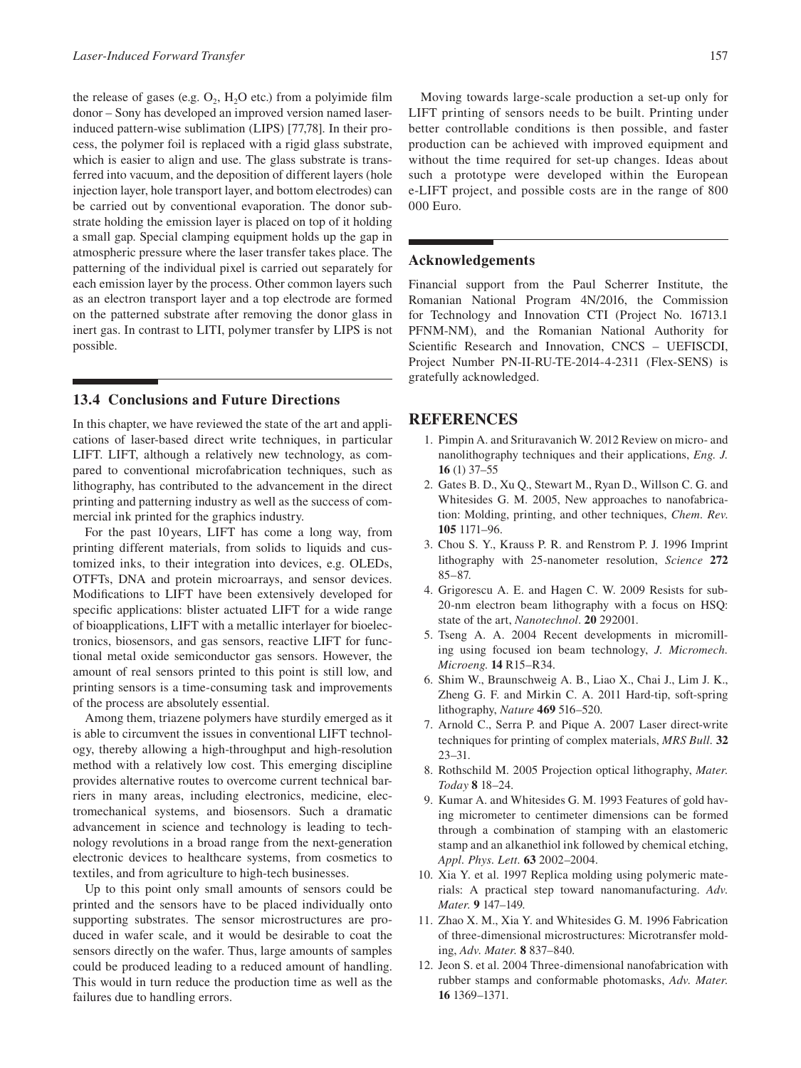the release of gases (e.g. $O_2$, $H_2O$ etc.) from a polyimide film donor – Sony has developed an improved version named laser-induced pattern-wise sublimation (LIPS) [77,78]. In their process, the polymer foil is replaced with a rigid glass substrate, which is easier to align and use. The glass substrate is transferred into vacuum, and the deposition of different layers (hole injection layer, hole transport layer, and bottom electrodes) can be carried out by conventional evaporation. The donor substrate holding the emission layer is placed on top of it holding a small gap. Special clamping equipment holds up the gap in atmospheric pressure where the laser transfer takes place. The patterning of the individual pixel is carried out separately for each emission layer by the process. Other common layers such as an electron transport layer and a top electrode are formed on the patterned substrate after removing the donor glass in inert gas. In contrast to LITI, polymer transfer by LIPS is not possible.

## 13.4 Conclusions and Future Directions

In this chapter, we have reviewed the state of the art and applications of laser-based direct write techniques, in particular LIFT. LIFT, although a relatively new technology, as compared to conventional microfabrication techniques, such as lithography, has contributed to the advancement in the direct printing and patterning industry as well as the success of commercial ink printed for the graphics industry.

For the past 10 years, LIFT has come a long way, from printing different materials, from solids to liquids and customized inks, to their integration into devices, e.g. OLEDs, OTFTs, DNA and protein microarrays, and sensor devices. Modifications to LIFT have been extensively developed for specific applications: blister actuated LIFT for a wide range of bioapplications, LIFT with a metallic interlayer for bioelectronics, biosensors, and gas sensors, reactive LIFT for functional metal oxide semiconductor gas sensors. However, the amount of real sensors printed to this point is still low, and printing sensors is a time-consuming task and improvements of the process are absolutely essential.

Among them, triazene polymers have sturdily emerged as it is able to circumvent the issues in conventional LIFT technology, thereby allowing a high-throughput and high-resolution method with a relatively low cost. This emerging discipline provides alternative routes to overcome current technical barriers in many areas, including electronics, medicine, electromechanical systems, and biosensors. Such a dramatic advancement in science and technology is leading to technology revolutions in a broad range from the next-generation electronic devices to healthcare systems, from cosmetics to textiles, and from agriculture to high-tech businesses.

Up to this point only small amounts of sensors could be printed and the sensors have to be placed individually onto supporting substrates. The sensor microstructures are produced in wafer scale, and it would be desirable to coat the sensors directly on the wafer. Thus, large amounts of samples could be produced leading to a reduced amount of handling. This would in turn reduce the production time as well as the failures due to handling errors.

Moving towards large-scale production a set-up only for LIFT printing of sensors needs to be built. Printing under better controllable conditions is then possible, and faster production can be achieved with improved equipment and without the time required for set-up changes. Ideas about such a prototype were developed within the European e-LIFT project, and possible costs are in the range of 800 000 Euro.

## Acknowledgements

Financial support from the Paul Scherrer Institute, the Romanian National Program 4N/2016, the Commission for Technology and Innovation CTI (Project No. 16713.1 PFNM-NM), and the Romanian National Authority for Scientific Research and Innovation, CNCS – UEFISCDI, Project Number PN-II-RU-TE-2014-4-2311 (Flex-SENS) is gratefully acknowledged.

## REFERENCES

1. Pimpin A. and Srituravanich W. 2012 Review on micro- and nanolithography techniques and their applications, *Eng. J.* **16** (1) 37–55
2. Gates B. D., Xu Q., Stewart M., Ryan D., Willson C. G. and Whitesides G. M. 2005, New approaches to nanofabrication: Molding, printing, and other techniques, *Chem. Rev.* **105** 1171–96.
3. Chou S. Y., Krauss P. R. and Renstrom P. J. 1996 Imprint lithography with 25-nanometer resolution, *Science* **272** 85–87.
4. Grigorescu A. E. and Hagen C. W. 2009 Resists for sub-20-nm electron beam lithography with a focus on HSQ: state of the art, *Nanotechnol.* **20** 292001.
5. Tseng A. A. 2004 Recent developments in micromilling using focused ion beam technology, *J. Micromech. Microeng.* **14** R15–R34.
6. Shim W., Braunschweig A. B., Liao X., Chai J., Lim J. K., Zheng G. F. and Mirkin C. A. 2011 Hard-tip, soft-spring lithography, *Nature* **469** 516–520.
7. Arnold C., Serra P. and Pique A. 2007 Laser direct-write techniques for printing of complex materials, *MRS Bull.* **32** 23–31.
8. Rothschild M. 2005 Projection optical lithography, *Mater. Today* **8** 18–24.
9. Kumar A. and Whitesides G. M. 1993 Features of gold having micrometer to centimeter dimensions can be formed through a combination of stamping with an elastomeric stamp and an alkanethiol ink followed by chemical etching, *Appl. Phys. Lett.* **63** 2002–2004.
10. Xia Y. et al. 1997 Replica molding using polymeric materials: A practical step toward nanomanufacturing. *Adv. Mater.* **9** 147–149.
11. Zhao X. M., Xia Y. and Whitesides G. M. 1996 Fabrication of three-dimensional microstructures: Microtransfer molding, *Adv. Mater.* **8** 837–840.
12. Jeon S. et al. 2004 Three-dimensional nanofabrication with rubber stamps and conformable photomasks, *Adv. Mater.* **16** 1369–1371.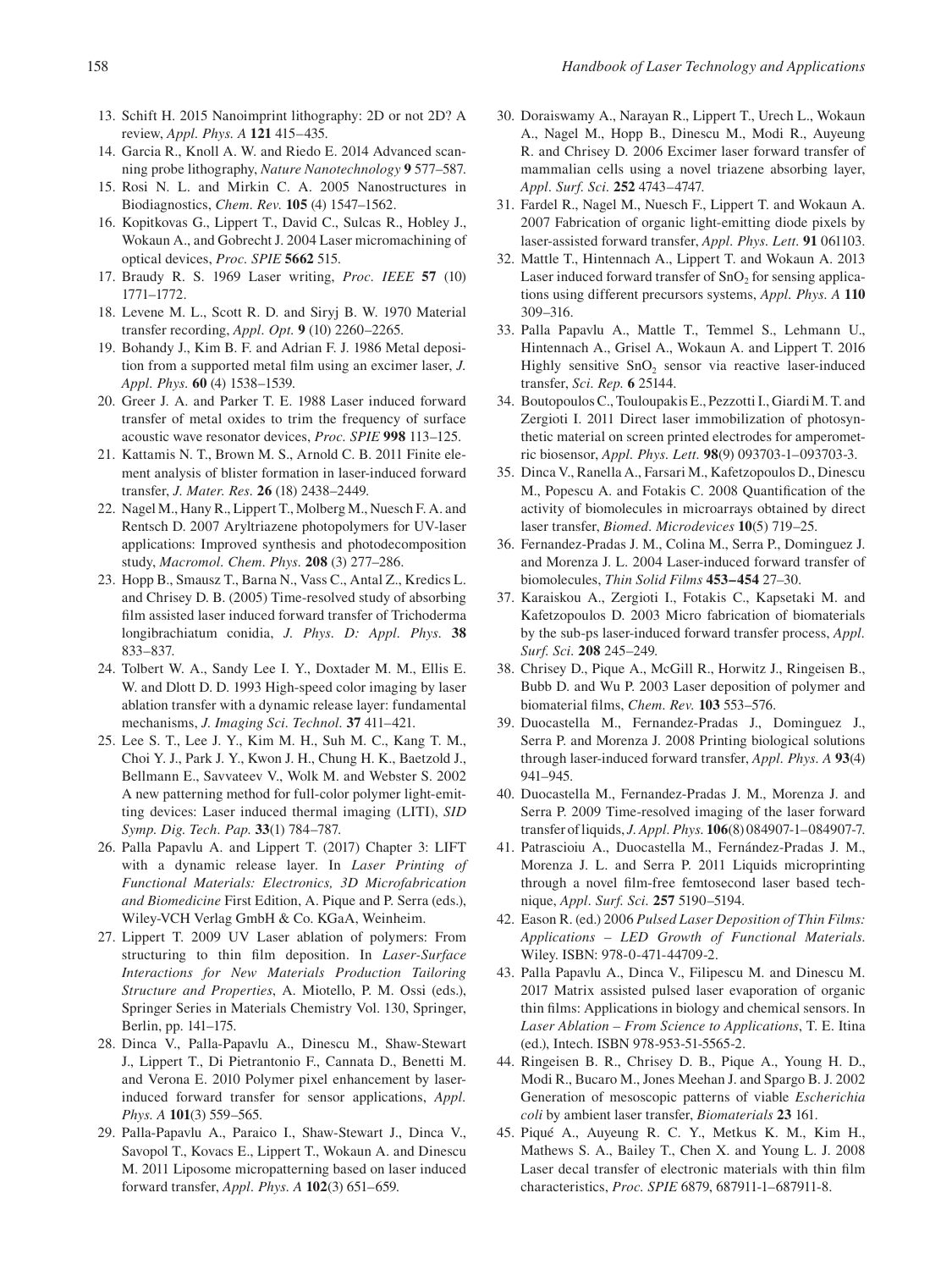13. Schift H. 2015 Nanoimprint lithography: 2D or not 2D? A review, *Appl. Phys. A* **121** 415–435.
14. Garcia R., Knoll A. W. and Riedo E. 2014 Advanced scanning probe lithography, *Nature Nanotechnology* **9** 577–587.
15. Rosi N. L. and Mirkin C. A. 2005 Nanostructures in Biodiagnostics, *Chem. Rev.* **105** (4) 1547–1562.
16. Kopitkovas G., Lippert T., David C., Sulcas R., Hobley J., Wokaun A., and Gobrecht J. 2004 Laser micromachining of optical devices, *Proc. SPIE* **5662** 515.
17. Braudy R. S. 1969 Laser writing, *Proc. IEEE* **57** (10) 1771–1772.
18. Levene M. L., Scott R. D. and Siryj B. W. 1970 Material transfer recording, *Appl. Opt.* **9** (10) 2260–2265.
19. Bohandy J., Kim B. F. and Adrian F. J. 1986 Metal deposition from a supported metal film using an excimer laser, *J. Appl. Phys.* **60** (4) 1538–1539.
20. Greer J. A. and Parker T. E. 1988 Laser induced forward transfer of metal oxides to trim the frequency of surface acoustic wave resonator devices, *Proc. SPIE* **998** 113–125.
21. Kattamis N. T., Brown M. S., Arnold C. B. 2011 Finite element analysis of blister formation in laser-induced forward transfer, *J. Mater. Res.* **26** (18) 2438–2449.
22. Nagel M., Hany R., Lippert T., Molberg M., Nuesch F. A. and Rentsch D. 2007 Aryltriazene photopolymers for UV-laser applications: Improved synthesis and photodecomposition study, *Macromol. Chem. Phys.* **208** (3) 277–286.
23. Hopp B., Smausz T., Barna N., Vass C., Antal Z., Kredics L. and Chrisey D. B. (2005) Time-resolved study of absorbing film assisted laser induced forward transfer of Trichoderma longibrachiatum conidia, *J. Phys. D: Appl. Phys.* **38** 833–837.
24. Tolbert W. A., Sandy Lee I. Y., Doxtader M. M., Ellis E. W. and Dlott D. D. 1993 High-speed color imaging by laser ablation transfer with a dynamic release layer: fundamental mechanisms, *J. Imaging Sci. Technol.* **37** 411–421.
25. Lee S. T., Lee J. Y., Kim M. H., Suh M. C., Kang T. M., Choi Y. J., Park J. Y., Kwon J. H., Chung H. K., Baetzold J., Bellmann E., Savvateev V., Wolk M. and Webster S. 2002 A new patterning method for full-color polymer light-emitting devices: Laser induced thermal imaging (LITI), *SID Symp. Dig. Tech. Pap.* **33**(1) 784–787.
26. Palla Papavlu A. and Lippert T. (2017) Chapter 3: LIFT with a dynamic release layer. In *Laser Printing of Functional Materials: Electronics, 3D Microfabrication and Biomedicine* First Edition, A. Pique and P. Serra (eds.), Wiley-VCH Verlag GmbH & Co. KGaA, Weinheim.
27. Lippert T. 2009 UV Laser ablation of polymers: From structuring to thin film deposition. In *Laser-Surface Interactions for New Materials Production Tailoring Structure and Properties*, A. Miotello, P. M. Ossi (eds.), Springer Series in Materials Chemistry Vol. 130, Springer, Berlin, pp. 141–175.
28. Dinca V., Palla-Papavlu A., Dinescu M., Shaw-Stewart J., Lippert T., Di Pietrantonio F., Cannata D., Benetti M. and Verona E. 2010 Polymer pixel enhancement by laser-induced forward transfer for sensor applications, *Appl. Phys. A* **101**(3) 559–565.
29. Palla-Papavlu A., Paraico I., Shaw-Stewart J., Dinca V., Savopol T., Kovacs E., Lippert T., Wokaun A. and Dinescu M. 2011 Liposome micropatterning based on laser induced forward transfer, *Appl. Phys. A* **102**(3) 651–659.
30. Doraiswamy A., Narayan R., Lippert T., Urech L., Wokaun A., Nagel M., Hopp B., Dinescu M., Modi R., Auyeung R. and Chrisey D. 2006 Excimer laser forward transfer of mammalian cells using a novel triazene absorbing layer, *Appl. Surf. Sci.* **252** 4743–4747.
31. Fardel R., Nagel M., Nuesch F., Lippert T. and Wokaun A. 2007 Fabrication of organic light-emitting diode pixels by laser-assisted forward transfer, *Appl. Phys. Lett.* **91** 061103.
32. Mattle T., Hintennach A., Lippert T. and Wokaun A. 2013 Laser induced forward transfer of $SnO_2$ for sensing applications using different precursors systems, *Appl. Phys. A* **110** 309–316.
33. Palla Papavlu A., Mattle T., Temmel S., Lehmann U., Hintennach A., Grisel A., Wokaun A. and Lippert T. 2016 Highly sensitive $SnO_2$ sensor via reactive laser-induced transfer, *Sci. Rep.* **6** 25144.
34. Boutopoulos C., Touloupakis E., Pezzotti I., Giardi M. T. and Zergioti I. 2011 Direct laser immobilization of photosynthetic material on screen printed electrodes for amperometric biosensor, *Appl. Phys. Lett.* **98**(9) 093703-1–093703-3.
35. Dinca V., Ranella A., Farsari M., Kafetzopoulos D., Dinescu M., Popescu A. and Fotakis C. 2008 Quantification of the activity of biomolecules in microarrays obtained by direct laser transfer, *Biomed. Microdevices* **10**(5) 719–25.
36. Fernandez-Pradas J. M., Colina M., Serra P., Dominguez J. and Morenza J. L. 2004 Laser-induced forward transfer of biomolecules, *Thin Solid Films* **453–454** 27–30.
37. Karaiskou A., Zergioti I., Fotakis C., Kapsetaki M. and Kafetzopoulos D. 2003 Micro fabrication of biomaterials by the sub-ps laser-induced forward transfer process, *Appl. Surf. Sci.* **208** 245–249.
38. Chrisey D., Pique A., McGill R., Horwitz J., Ringeisen B., Bubb D. and Wu P. 2003 Laser deposition of polymer and biomaterial films, *Chem. Rev.* **103** 553–576.
39. Duocastella M., Fernandez-Pradas J., Dominguez J., Serra P. and Morenza J. 2008 Printing biological solutions through laser-induced forward transfer, *Appl. Phys. A* **93**(4) 941–945.
40. Duocastella M., Fernandez-Pradas J. M., Morenza J. and Serra P. 2009 Time-resolved imaging of the laser forward transfer of liquids, *J. Appl. Phys.* **106**(8) 084907-1–084907-7.
41. Patrascioiu A., Duocastella M., Fernández-Pradas J. M., Morenza J. L. and Serra P. 2011 Liquids microprinting through a novel film-free femtosecond laser based technique, *Appl. Surf. Sci.* **257** 5190–5194.
42. Eason R. (ed.) 2006 *Pulsed Laser Deposition of Thin Films: Applications – LED Growth of Functional Materials.* Wiley. ISBN: 978-0-471-44709-2.
43. Palla Papavlu A., Dinca V., Filipescu M. and Dinescu M. 2017 Matrix assisted pulsed laser evaporation of organic thin films: Applications in biology and chemical sensors. In *Laser Ablation – From Science to Applications*, T. E. Itina (ed.), Intech. ISBN 978-953-51-5565-2.
44. Ringeisen B. R., Chrisey D. B., Pique A., Young H. D., Modi R., Bucaro M., Jones Meehan J. and Spargo B. J. 2002 Generation of mesoscopic patterns of viable *Escherichia coli* by ambient laser transfer, *Biomaterials* **23** 161.
45. Piqué A., Auyeung R. C. Y., Metkus K. M., Kim H., Mathews S. A., Bailey T., Chen X. and Young L. J. 2008 Laser decal transfer of electronic materials with thin film characteristics, *Proc. SPIE* 6879, 687911-1–687911-8.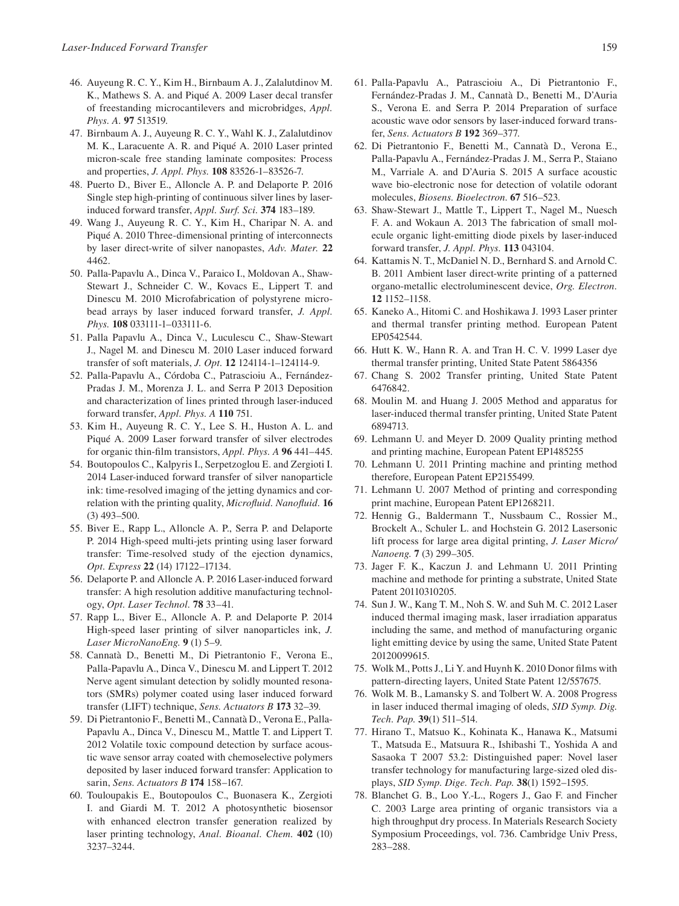46. Auyeung R. C. Y., Kim H., Birnbaum A. J., Zalalutdinov M. K., Mathews S. A. and Piqué A. 2009 Laser decal transfer of freestanding microcantilevers and microbridges, *Appl. Phys. A*. **97** 513519.
47. Birnbaum A. J., Auyeung R. C. Y., Wahl K. J., Zalalutdinov M. K., Laracuente A. R. and Piqué A. 2010 Laser printed micron-scale free standing laminate composites: Process and properties, *J. Appl. Phys.* **108** 83526-1–83526-7.
48. Puerto D., Biver E., Alloncle A. P. and Delaporte P. 2016 Single step high-printing of continuous silver lines by laser-induced forward transfer, *Appl. Surf. Sci.* **374** 183–189.
49. Wang J., Auyeung R. C. Y., Kim H., Charipar N. A. and Piqué A. 2010 Three-dimensional printing of interconnects by laser direct-write of silver nanopastes, *Adv. Mater.* **22** 4462.
50. Palla-Papavlu A., Dinca V., Paraico I., Moldovan A., Shaw-Stewart J., Schneider C. W., Kovacs E., Lippert T. and Dinescu M. 2010 Microfabrication of polystyrene microbead arrays by laser induced forward transfer, *J. Appl. Phys.* **108** 033111-1–033111-6.
51. Palla Papavlu A., Dinca V., Luculescu C., Shaw-Stewart J., Nagel M. and Dinescu M. 2010 Laser induced forward transfer of soft materials, *J. Opt.* **12** 124114-1–124114-9.
52. Palla-Papavlu A., Córdoba C., Patrascioiu A., Fernández-Pradas J. M., Morenza J. L. and Serra P 2013 Deposition and characterization of lines printed through laser-induced forward transfer, *Appl. Phys. A* **110** 751.
53. Kim H., Auyeung R. C. Y., Lee S. H., Huston A. L. and Piqué A. 2009 Laser forward transfer of silver electrodes for organic thin-film transistors, *Appl. Phys. A* **96** 441–445.
54. Boutopoulos C., Kalpyris I., Serpetzoglou E. and Zergioti I. 2014 Laser-induced forward transfer of silver nanoparticle ink: time-resolved imaging of the jetting dynamics and correlation with the printing quality, *Microfluid. Nanofluid.* **16** (3) 493–500.
55. Biver E., Rapp L., Alloncle A. P., Serra P. and Delaporte P. 2014 High-speed multi-jets printing using laser forward transfer: Time-resolved study of the ejection dynamics, *Opt. Express* **22** (14) 17122–17134.
56. Delaporte P. and Alloncle A. P. 2016 Laser-induced forward transfer: A high resolution additive manufacturing technology, *Opt. Laser Technol.* **78** 33–41.
57. Rapp L., Biver E., Alloncle A. P. and Delaporte P. 2014 High-speed laser printing of silver nanoparticles ink, *J. Laser MicroNanoEng.* **9** (1) 5–9.
58. Cannatà D., Benetti M., Di Pietrantonio F., Verona E., Palla-Papavlu A., Dinca V., Dinescu M. and Lippert T. 2012 Nerve agent simulant detection by solidly mounted resonators (SMRs) polymer coated using laser induced forward transfer (LIFT) technique, *Sens. Actuators B* **173** 32–39.
59. Di Pietrantonio F., Benetti M., Cannatà D., Verona E., Palla-Papavlu A., Dinca V., Dinescu M., Mattle T. and Lippert T. 2012 Volatile toxic compound detection by surface acoustic wave sensor array coated with chemoselective polymers deposited by laser induced forward transfer: Application to sarin, *Sens. Actuators B* **174** 158–167.
60. Touloupakis E., Boutopoulos C., Buonasera K., Zergioti I. and Giardi M. T. 2012 A photosynthetic biosensor with enhanced electron transfer generation realized by laser printing technology, *Anal. Bioanal. Chem.* **402** (10) 3237–3244.
61. Palla-Papavlu A., Patrascioiu A., Di Pietrantonio F., Fernández-Pradas J. M., Cannatà D., Benetti M., D'Auria S., Verona E. and Serra P. 2014 Preparation of surface acoustic wave odor sensors by laser-induced forward transfer, *Sens. Actuators B* **192** 369–377.
62. Di Pietrantonio F., Benetti M., Cannatà D., Verona E., Palla-Papavlu A., Fernández-Pradas J. M., Serra P., Staiano M., Varriale A. and D'Auria S. 2015 A surface acoustic wave bio-electronic nose for detection of volatile odorant molecules, *Biosens. Bioelectron.* **67** 516–523.
63. Shaw-Stewart J., Mattle T., Lippert T., Nagel M., Nuesch F. A. and Wokaun A. 2013 The fabrication of small molecule organic light-emitting diode pixels by laser-induced forward transfer, *J. Appl. Phys.* **113** 043104.
64. Kattamis N. T., McDaniel N. D., Bernhard S. and Arnold C. B. 2011 Ambient laser direct-write printing of a patterned organo-metallic electroluminescent device, *Org. Electron.* **12** 1152–1158.
65. Kaneko A., Hitomi C. and Hoshikawa J. 1993 Laser printer and thermal transfer printing method. European Patent EP0542544.
66. Hutt K. W., Hann R. A. and Tran H. C. V. 1999 Laser dye thermal transfer printing, United State Patent 5864356
67. Chang S. 2002 Transfer printing, United State Patent 6476842.
68. Moulin M. and Huang J. 2005 Method and apparatus for laser-induced thermal transfer printing, United State Patent 6894713.
69. Lehmann U. and Meyer D. 2009 Quality printing method and printing machine, European Patent EP1485255
70. Lehmann U. 2011 Printing machine and printing method therefore, European Patent EP2155499.
71. Lehmann U. 2007 Method of printing and corresponding print machine, European Patent EP1268211.
72. Hennig G., Baldermann T., Nussbaum C., Rossier M., Brockelt A., Schuler L. and Hochstein G. 2012 Lasersonic lift process for large area digital printing, *J. Laser Micro/Nanoeng.* **7** (3) 299–305.
73. Jager F. K., Kaczun J. and Lehmann U. 2011 Printing machine and method for printing a substrate, United State Patent 20110310205.
74. Sun J. W., Kang T. M., Noh S. W. and Suh M. C. 2012 Laser induced thermal imaging mask, laser irradiation apparatus including the same, and method of manufacturing organic light emitting device by using the same, United State Patent 20120099615.
75. Wolk M., Potts J., Li Y. and Huynh K. 2010 Donor films with pattern-directing layers, United State Patent 12/557675.
76. Wolk M. B., Lamansky S. and Tolbert W. A. 2008 Progress in laser induced thermal imaging of oleds, *SID Symp. Dig. Tech. Pap.* **39**(1) 511–514.
77. Hirano T., Matsuo K., Kohinata K., Hanawa K., Matsumi T., Matsuda E., Matsuura R., Ishibashi T., Yoshida A and Sasaoka T 2007 53.2: Distinguished paper: Novel laser transfer technology for manufacturing large-sized oled displays, *SID Symp. Dige. Tech. Pap.* **38**(1) 1592–1595.
78. Blanchet G. B., Loo Y.-L., Rogers J., Gao F. and Fincher C. 2003 Large area printing of organic transistors via a high throughput dry process. In Materials Research Society Symposium Proceedings, vol. 736. Cambridge Univ Press, 283–288.